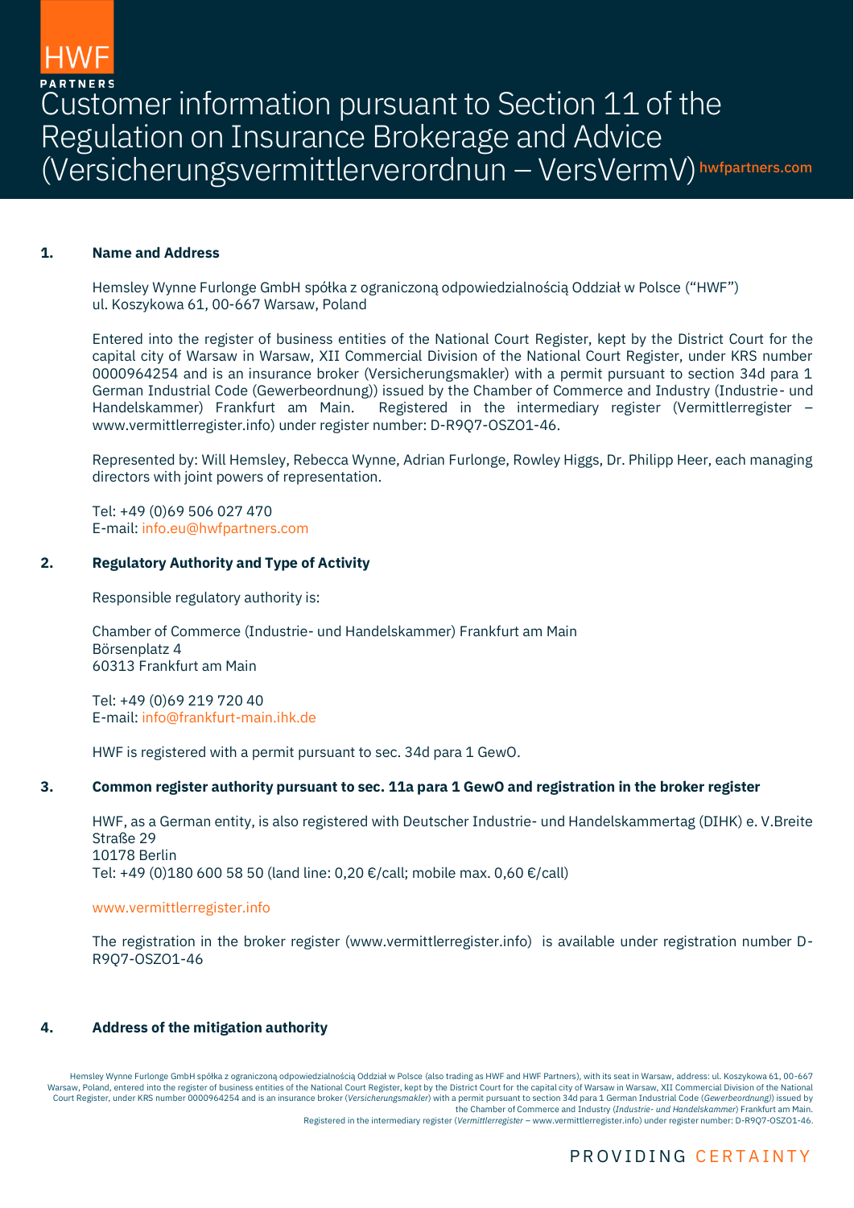HWF PARTNERS

# Customer information pursuant to Section 11 of the Regulation on Insurance Brokerage and Advice (Versicherungsvermittlerverordnun – VersVermV)

hwfpartners.com

## 1. Name and Address

Hemsley Wynne Furlonge GmbH spółka z ograniczoną odpowiedzialnością Oddział w Polsce ("HWF")
ul. Koszykowa 61, 00-667 Warsaw, Poland

Entered into the register of business entities of the National Court Register, kept by the District Court for the capital city of Warsaw in Warsaw, XII Commercial Division of the National Court Register, under KRS number 0000964254 and is an insurance broker (Versicherungsmakler) with a permit pursuant to section 34d para 1 German Industrial Code (Gewerbeordnung)) issued by the Chamber of Commerce and Industry (Industrie- und Handelskammer) Frankfurt am Main. Registered in the intermediary register (Vermittlerregister – www.vermittlerregister.info) under register number: D-R9Q7-OSZO1-46.

Represented by: Will Hemsley, Rebecca Wynne, Adrian Furlonge, Rowley Higgs, Dr. Philipp Heer, each managing directors with joint powers of representation.

Tel: +49 (0)69 506 027 470
E-mail: info.eu@hwfpartners.com

## 2. Regulatory Authority and Type of Activity

Responsible regulatory authority is:

Chamber of Commerce (Industrie- und Handelskammer) Frankfurt am Main
Börsenplatz 4
60313 Frankfurt am Main

Tel: +49 (0)69 219 720 40
E-mail: info@frankfurt-main.ihk.de

HWF is registered with a permit pursuant to sec. 34d para 1 GewO.

## 3. Common register authority pursuant to sec. 11a para 1 GewO and registration in the broker register

HWF, as a German entity, is also registered with Deutscher Industrie- und Handelskammertag (DIHK) e. V.Breite Straße 29
10178 Berlin
Tel: +49 (0)180 600 58 50 (land line: 0,20 €/call; mobile max. 0,60 €/call)

www.vermittlerregister.info

The registration in the broker register (www.vermittlerregister.info) is available under registration number D-R9Q7-OSZO1-46

## 4. Address of the mitigation authority

Hemsley Wynne Furlonge GmbH spółka z ograniczoną odpowiedzialnością Oddział w Polsce (also trading as HWF and HWF Partners), with its seat in Warsaw, address: ul. Koszykowa 61, 00-667 Warsaw, Poland, entered into the register of business entities of the National Court Register, kept by the District Court for the capital city of Warsaw in Warsaw, XII Commercial Division of the National Court Register, under KRS number 0000964254 and is an insurance broker (*Versicherungsmakler*) with a permit pursuant to section 34d para 1 German Industrial Code (*Gewerbeordnung*)) issued by the Chamber of Commerce and Industry (*Industrie- und Handelskammer*) Frankfurt am Main. Registered in the intermediary register (*Vermittlerregister* – www.vermittlerregister.info) under register number: D-R9Q7-OSZO1-46.

PROVIDING CERTAINTY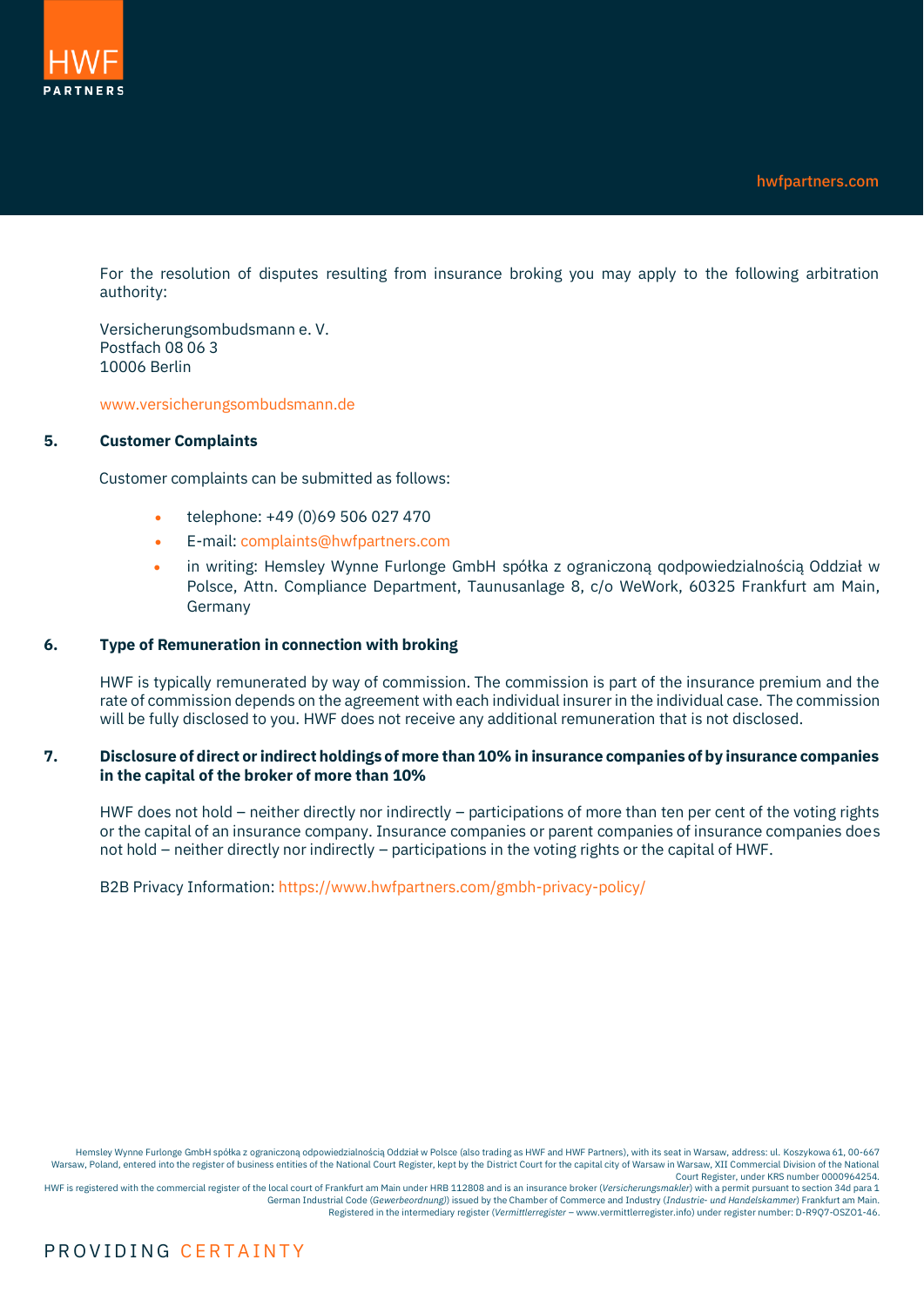For the resolution of disputes resulting from insurance broking you may apply to the following arbitration authority:

Versicherungsombudsmann e. V.
Postfach 08 06 3
10006 Berlin

www.versicherungsombudsmann.de

## 5. Customer Complaints

Customer complaints can be submitted as follows:

- telephone: +49 (0)69 506 027 470
- E-mail: complaints@hwfpartners.com
- in writing: Hemsley Wynne Furlonge GmbH spółka z ograniczoną qodpowiedzialnością Oddział w Polsce, Attn. Compliance Department, Taunusanlage 8, c/o WeWork, 60325 Frankfurt am Main, Germany

## 6. Type of Remuneration in connection with broking

HWF is typically remunerated by way of commission. The commission is part of the insurance premium and the rate of commission depends on the agreement with each individual insurer in the individual case. The commission will be fully disclosed to you. HWF does not receive any additional remuneration that is not disclosed.

## 7. Disclosure of direct or indirect holdings of more than 10% in insurance companies of by insurance companies in the capital of the broker of more than 10%

HWF does not hold – neither directly nor indirectly – participations of more than ten per cent of the voting rights or the capital of an insurance company. Insurance companies or parent companies of insurance companies does not hold – neither directly nor indirectly – participations in the voting rights or the capital of HWF.

B2B Privacy Information: https://www.hwfpartners.com/gmbh-privacy-policy/

Hemsley Wynne Furlonge GmbH spółka z ograniczoną odpowiedzialnością Oddział w Polsce (also trading as HWF and HWF Partners), with its seat in Warsaw, address: ul. Koszykowa 61, 00-667 Warsaw, Poland, entered into the register of business entities of the National Court Register, kept by the District Court for the capital city of Warsaw in Warsaw, XII Commercial Division of the National Court Register, under KRS number 0000964254.
HWF is registered with the commercial register of the local court of Frankfurt am Main under HRB 112808 and is an insurance broker (*Versicherungsmakler*) with a permit pursuant to section 34d para 1 German Industrial Code (*Gewerbeordnung*)) issued by the Chamber of Commerce and Industry (*Industrie- und Handelskammer*) Frankfurt am Main.
Registered in the intermediary register (*Vermittlerregister* – www.vermittlerregister.info) under register number: D-R9Q7-OSZO1-46.